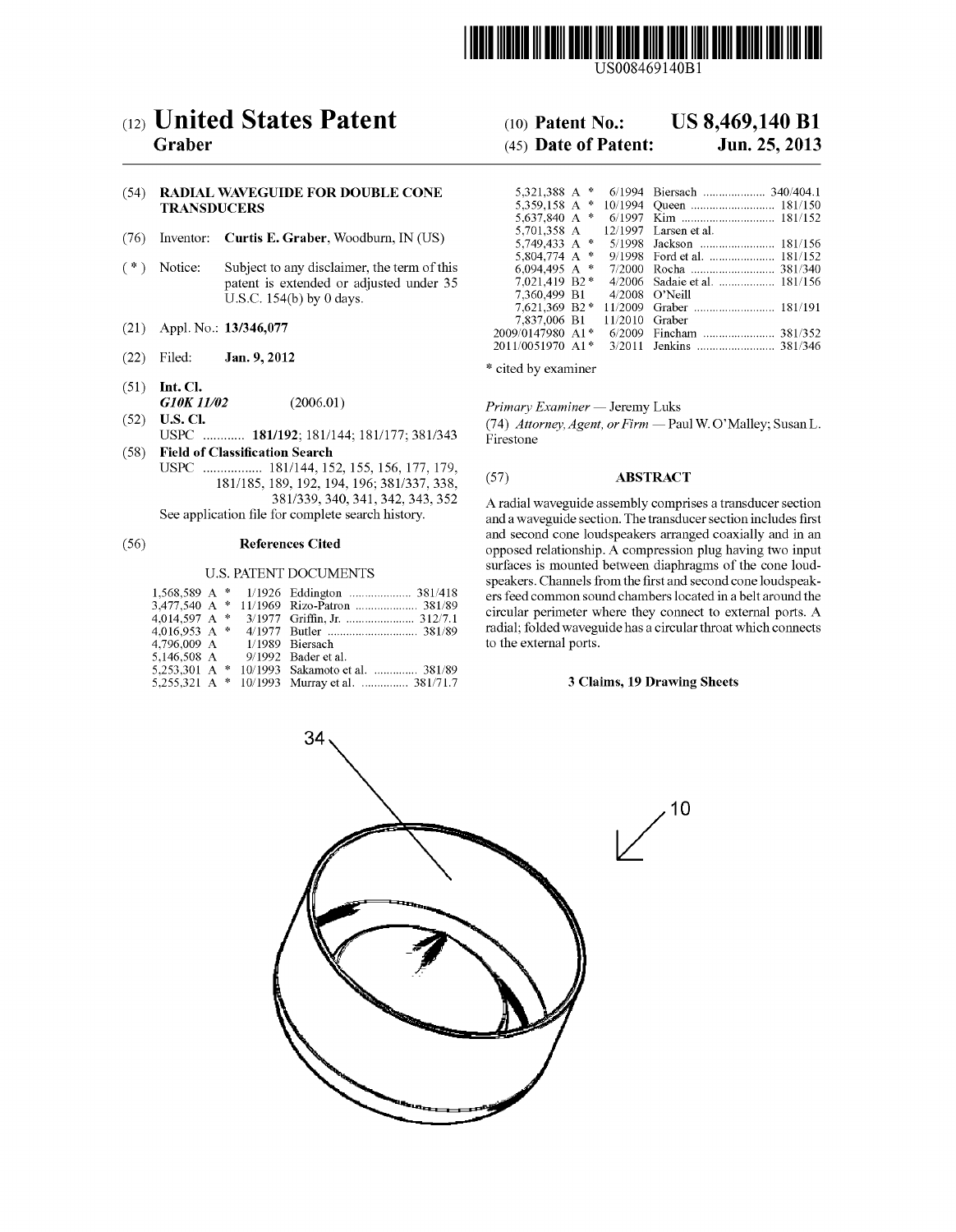US008469140B1

# (12) United States Patent
**Graber**

(10) **Patent No.: US 8,469,140 B1**

(45) **Date of Patent: Jun. 25, 2013**

(54) **RADIAL WAVEGUIDE FOR DOUBLE CONE TRANSDUCERS**

(76) Inventor: **Curtis E. Graber**, Woodburn, IN (US)

( * ) Notice: Subject to any disclaimer, the term of this patent is extended or adjusted under 35 U.S.C. 154(b) by 0 days.

(21) Appl. No.: **13/346,077**

(22) Filed: **Jan. 9, 2012**

(51) **Int. Cl.**
*G10K 11/02* (2006.01)

(52) **U.S. Cl.**
USPC ............ **181/192**; 181/144; 181/177; 381/343

(58) **Field of Classification Search**
USPC ................. 181/144, 152, 155, 156, 177, 179, 181/185, 189, 192, 194, 196; 381/337, 338, 381/339, 340, 341, 342, 343, 352
See application file for complete search history.

(56) **References Cited**

U.S. PATENT DOCUMENTS

| | | | |
|---|---|---|---|
| 1,568,589 A * | 1/1926 | Eddington | 381/418 |
| 3,477,540 A * | 11/1969 | Rizo-Patron | 381/89 |
| 4,014,597 A * | 3/1977 | Griffin, Jr. | 312/7.1 |
| 4,016,953 A * | 4/1977 | Butler | 381/89 |
| 4,796,009 A | 1/1989 | Biersach | |
| 5,146,508 A | 9/1992 | Bader et al. | |
| 5,253,301 A * | 10/1993 | Sakamoto et al. | 381/89 |
| 5,255,321 A * | 10/1993 | Murray et al. | 381/71.7 |
| 5,321,388 A * | 6/1994 | Biersach | 340/404.1 |
| 5,359,158 A * | 10/1994 | Queen | 181/150 |
| 5,637,840 A * | 6/1997 | Kim | 181/152 |
| 5,701,358 A | 12/1997 | Larsen et al. | |
| 5,749,433 A * | 5/1998 | Jackson | 181/156 |
| 5,804,774 A * | 9/1998 | Ford et al. | 181/152 |
| 6,094,495 A * | 7/2000 | Rocha | 381/340 |
| 7,021,419 B2 * | 4/2006 | Sadaie et al. | 181/156 |
| 7,360,499 B1 | 4/2008 | O'Neill | |
| 7,621,369 B2 * | 11/2009 | Graber | 181/191 |
| 7,837,006 B1 | 11/2010 | Graber | |
| 2009/0147980 A1 * | 6/2009 | Fincham | 381/352 |
| 2011/0051970 A1 * | 3/2011 | Jenkins | 381/346 |

\* cited by examiner

*Primary Examiner* — Jeremy Luks

(74) *Attorney, Agent, or Firm* — Paul W. O'Malley; Susan L. Firestone

(57) **ABSTRACT**

A radial waveguide assembly comprises a transducer section and a waveguide section. The transducer section includes first and second cone loudspeakers arranged coaxially and in an opposed relationship. A compression plug having two input surfaces is mounted between diaphragms of the cone loudspeakers. Channels from the first and second cone loudspeakers feed common sound chambers located in a belt around the circular perimeter where they connect to external ports. A radial; folded waveguide has a circular throat which connects to the external ports.

**3 Claims, 19 Drawing Sheets**

34

10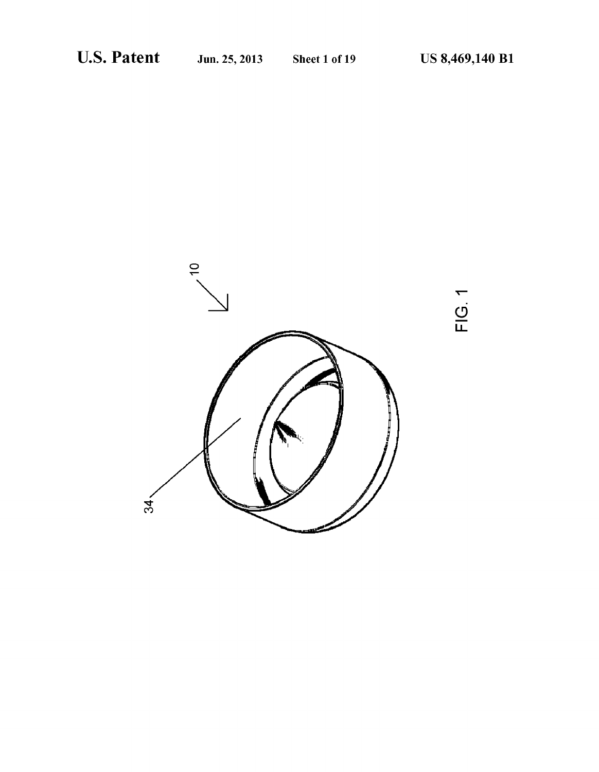FIG. 1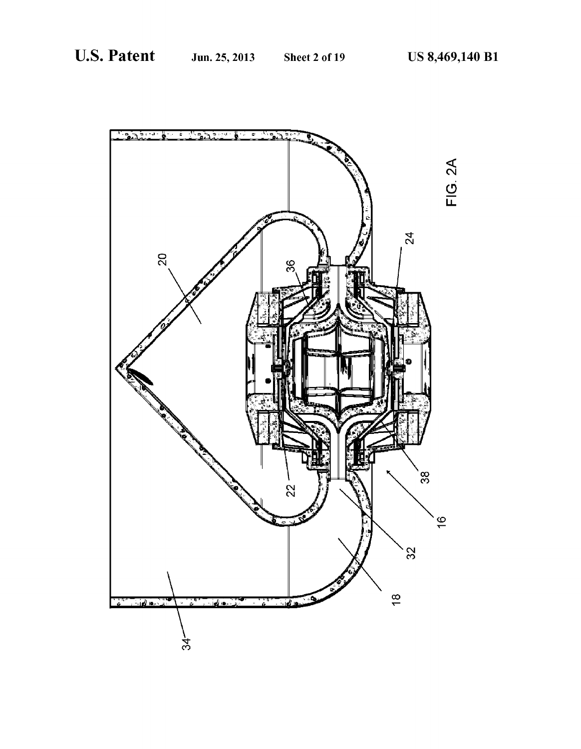FIG. 2A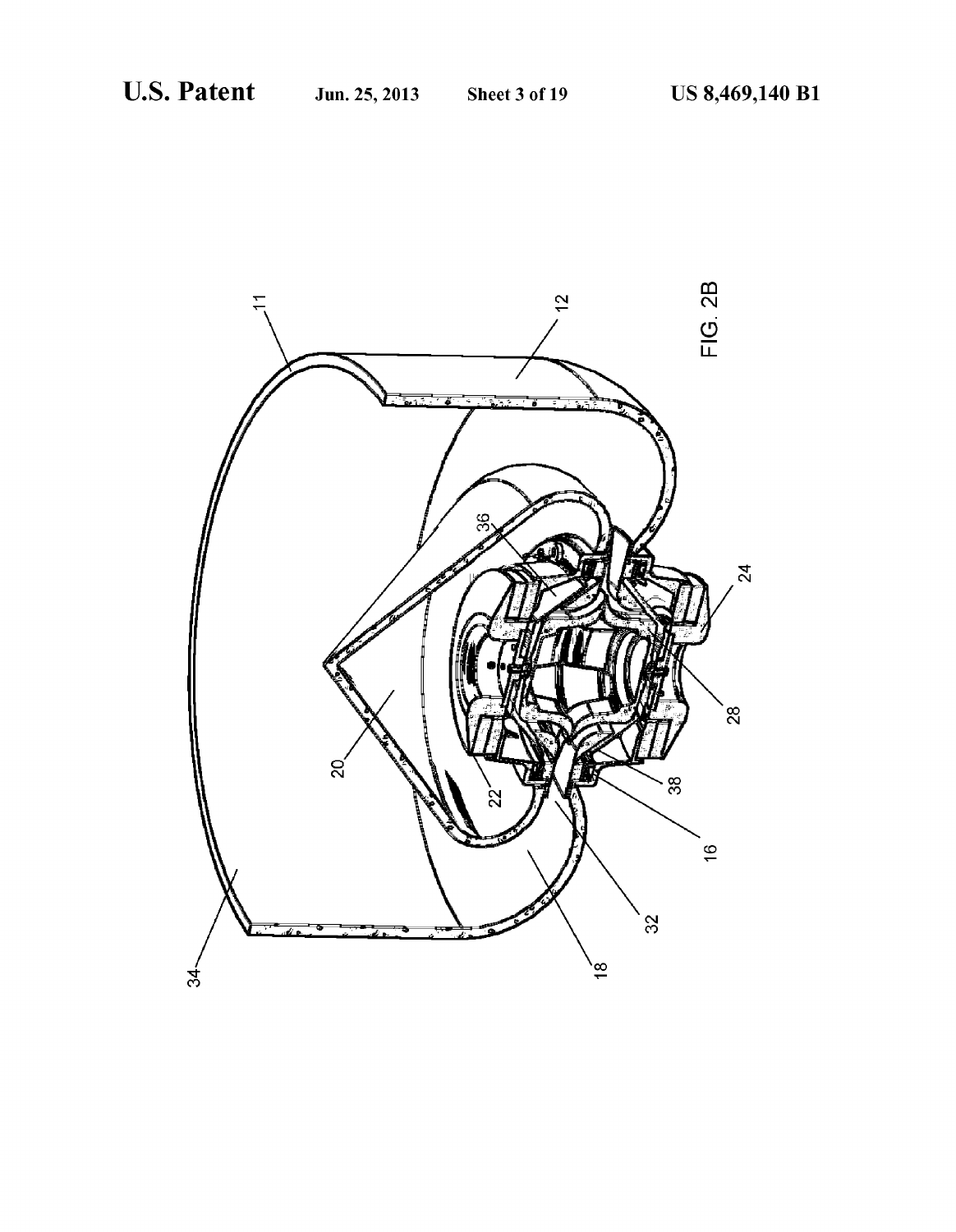FIG. 2B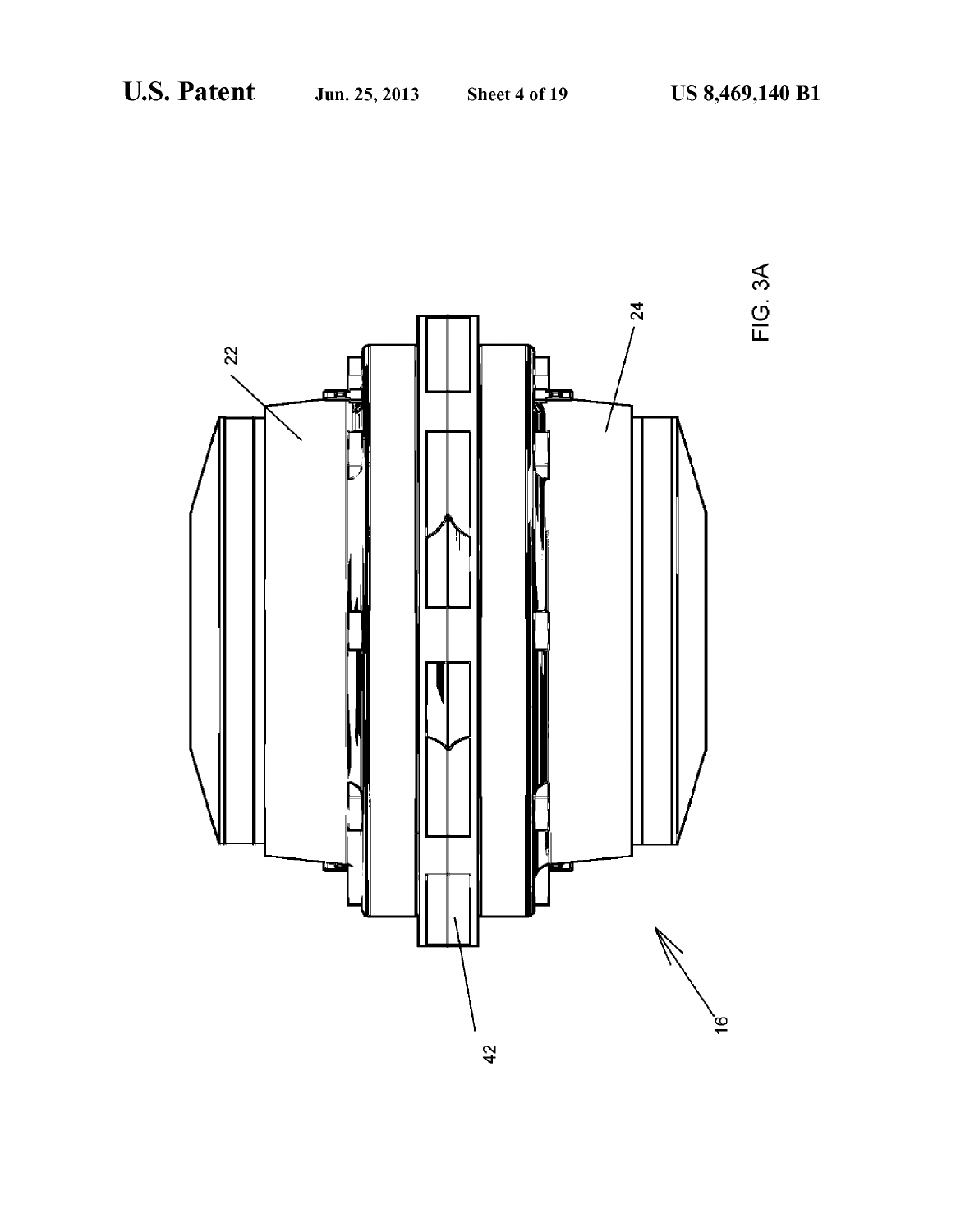FIG. 3A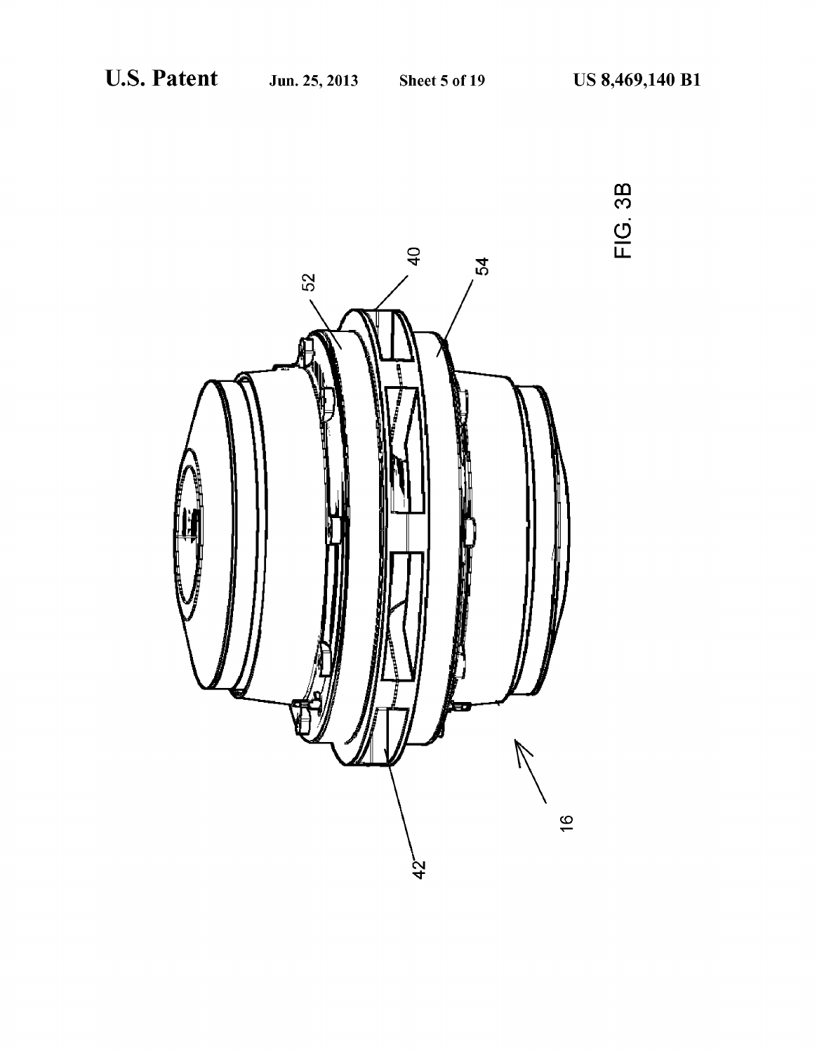FIG. 3B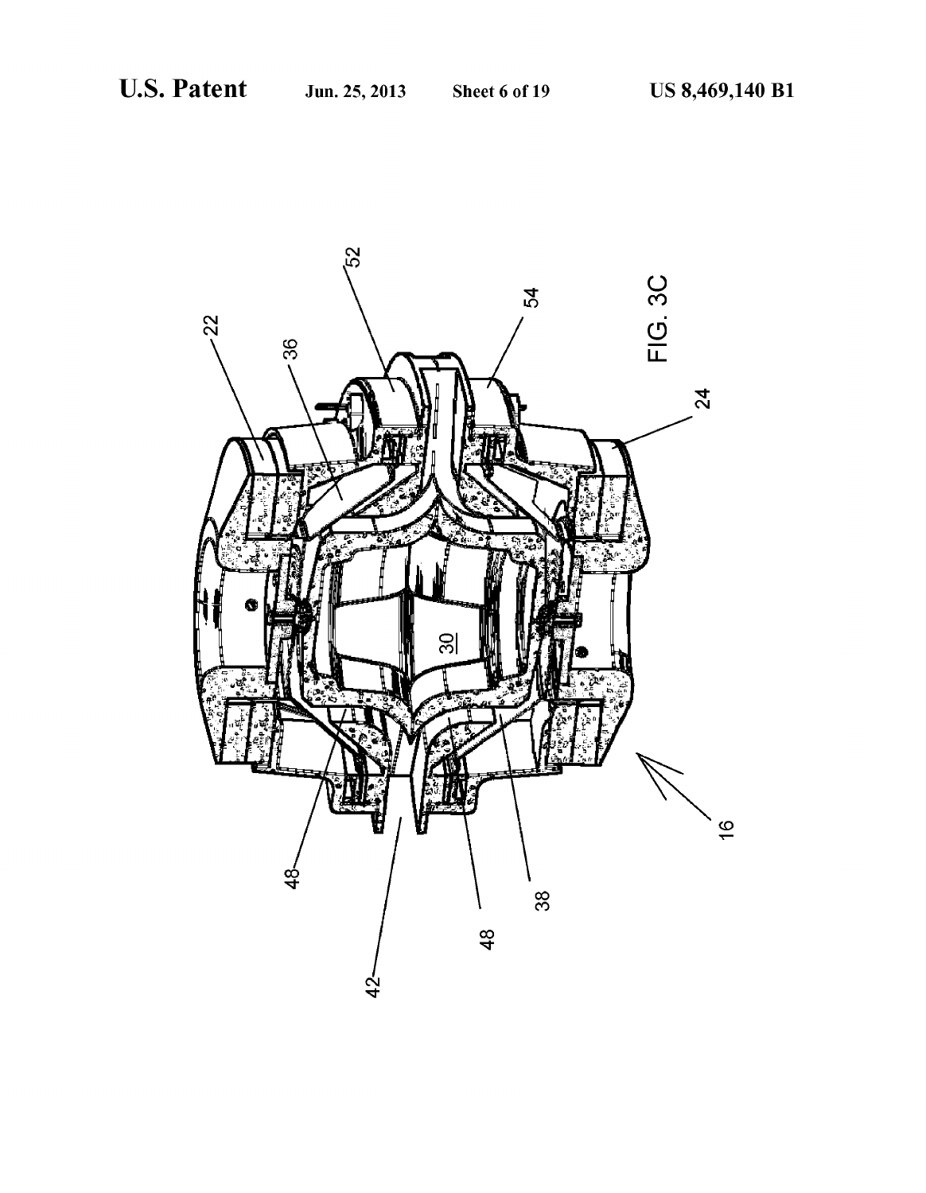FIG. 3C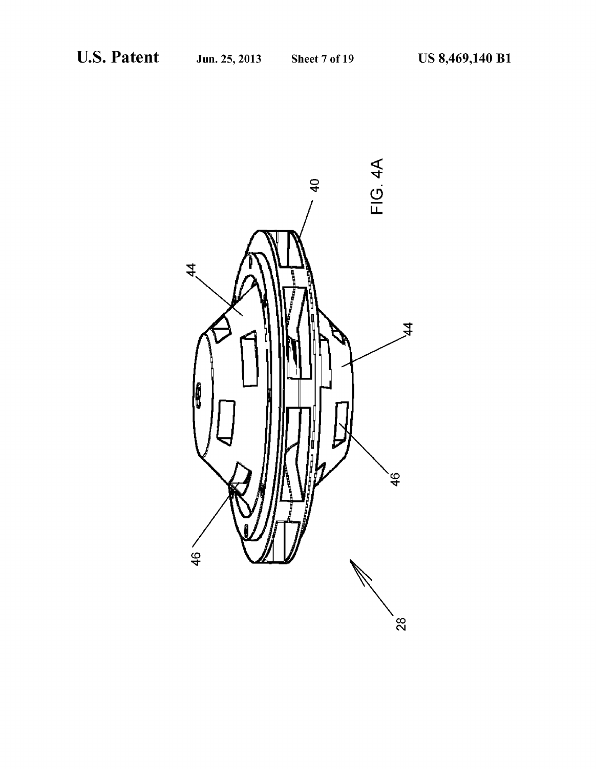FIG. 4A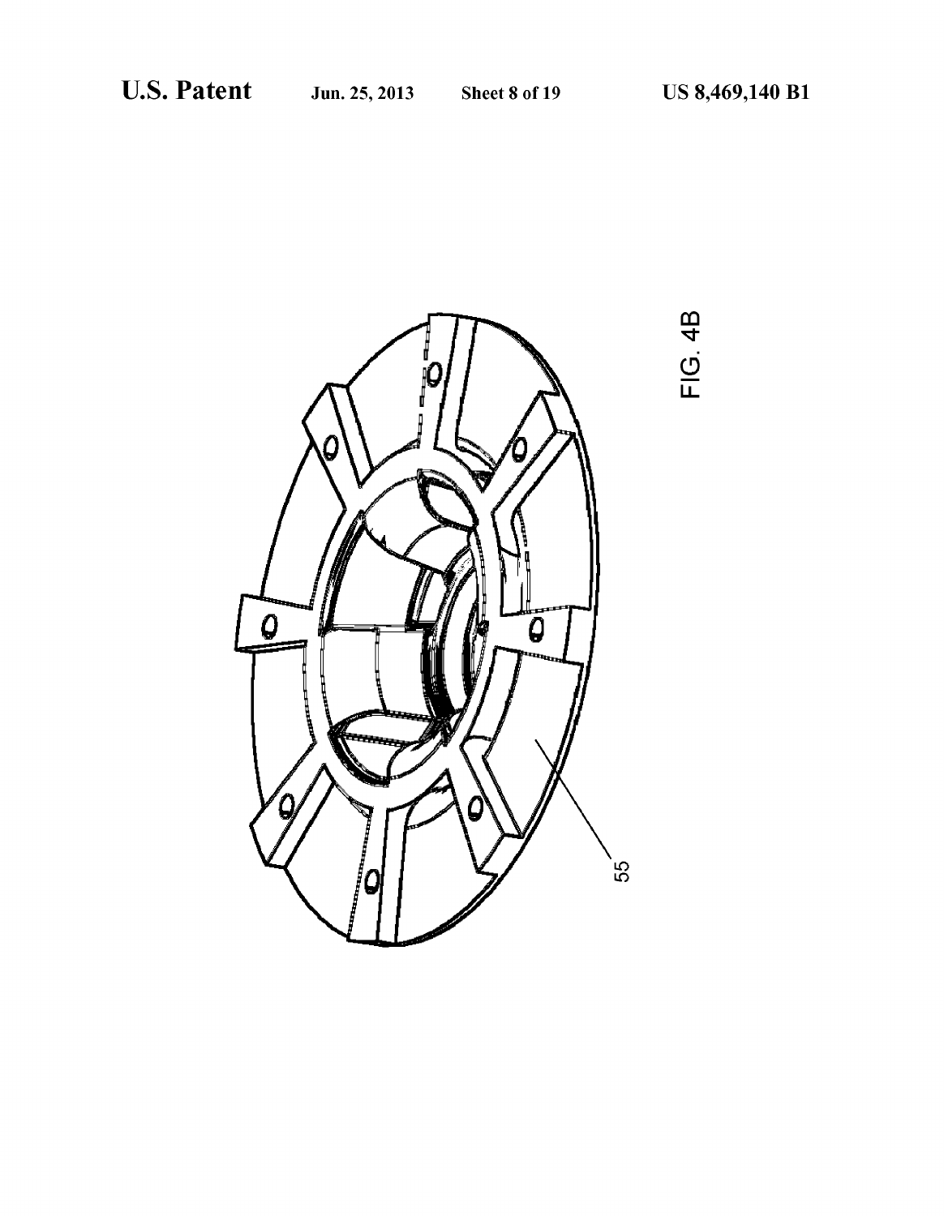55

FIG. 4B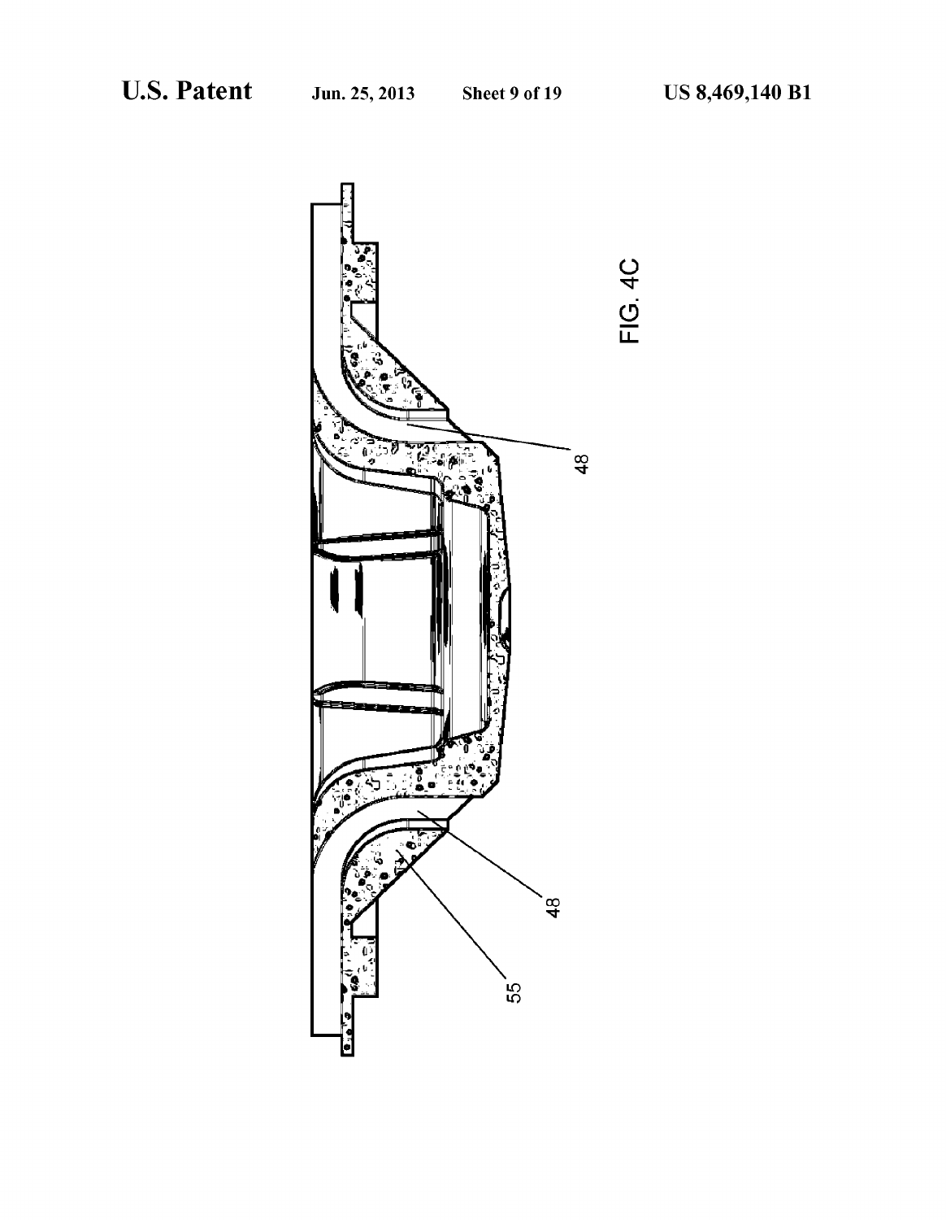FIG. 4C

48

48

55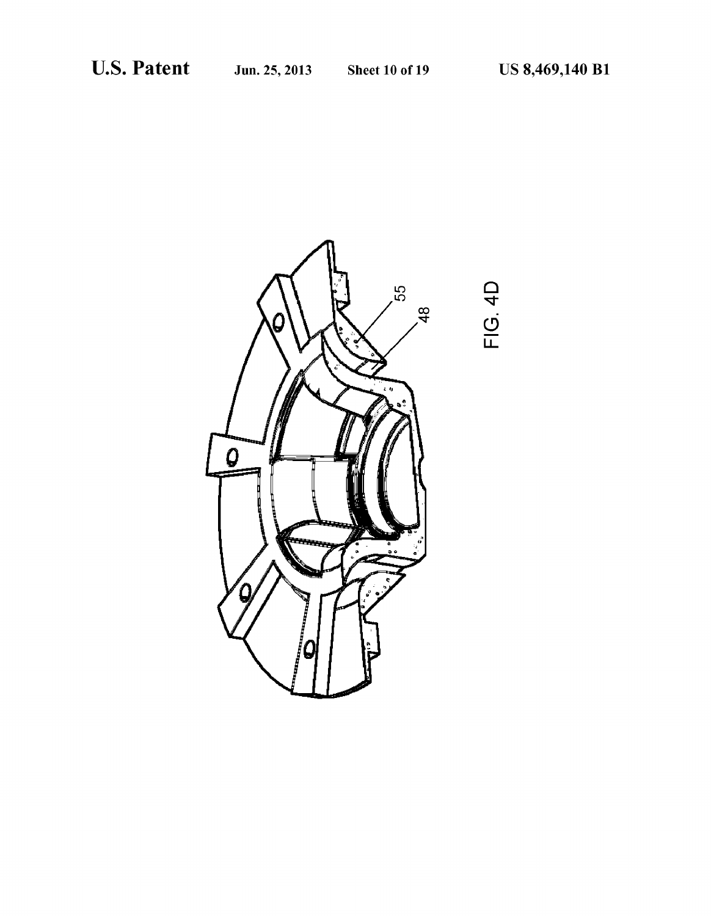55

48

FIG. 4D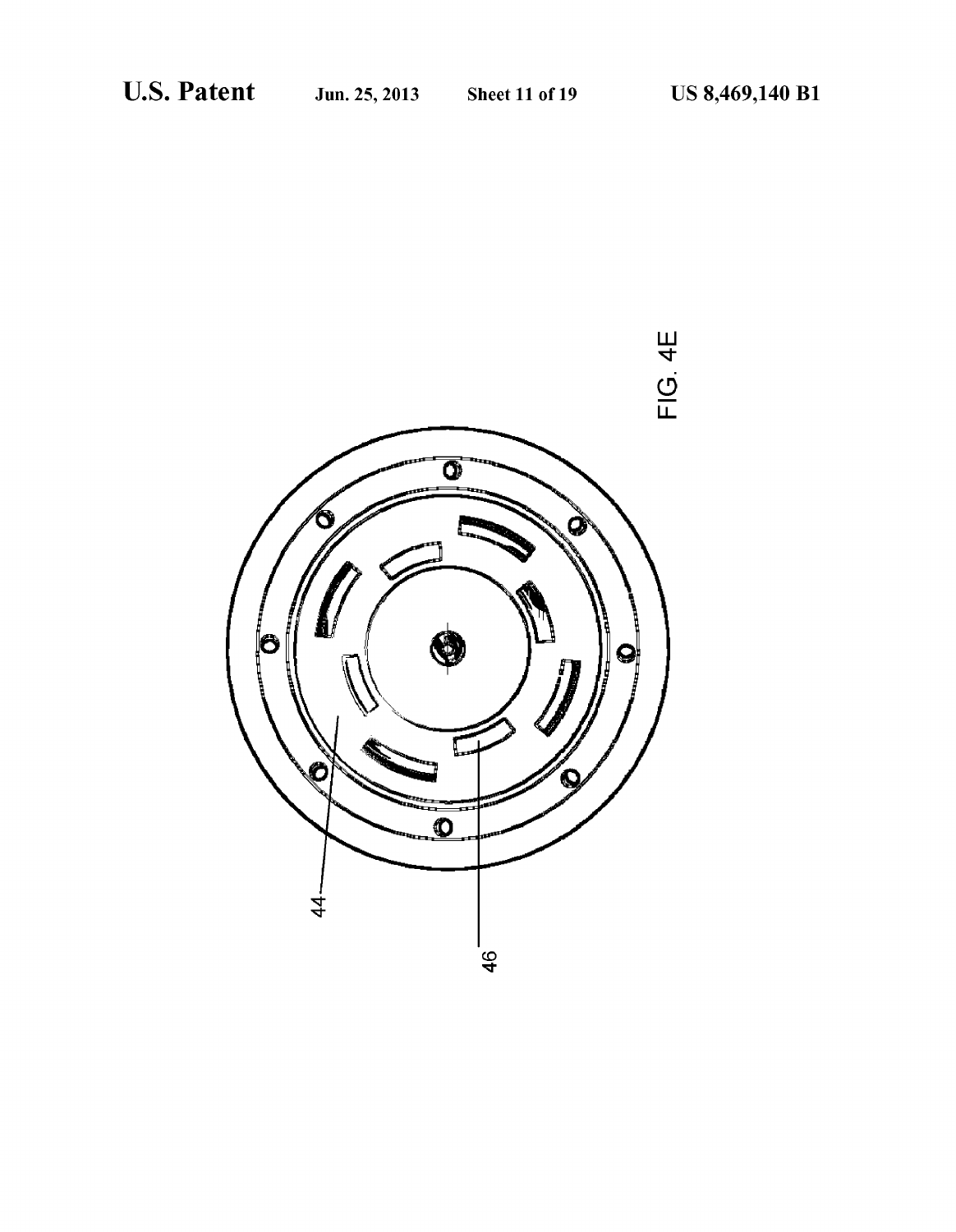FIG. 4E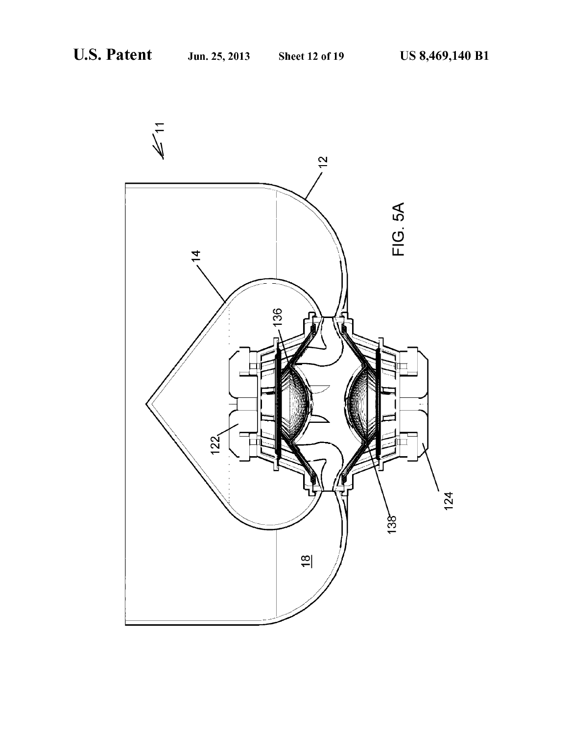FIG. 5A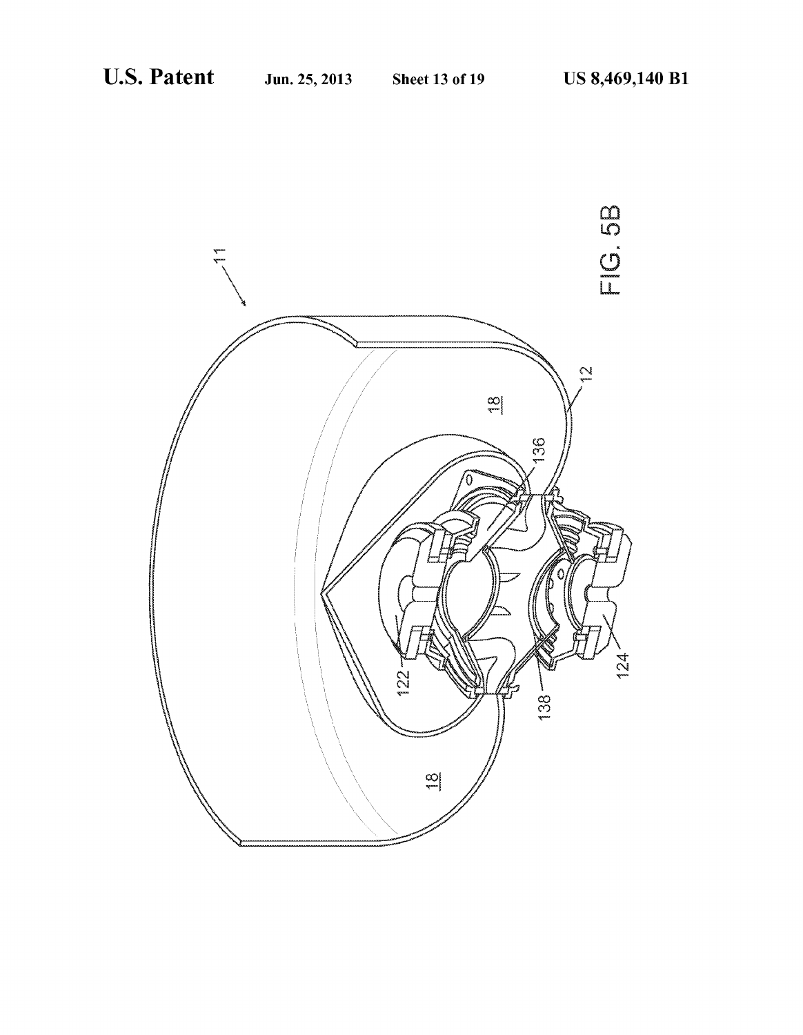FIG. 5B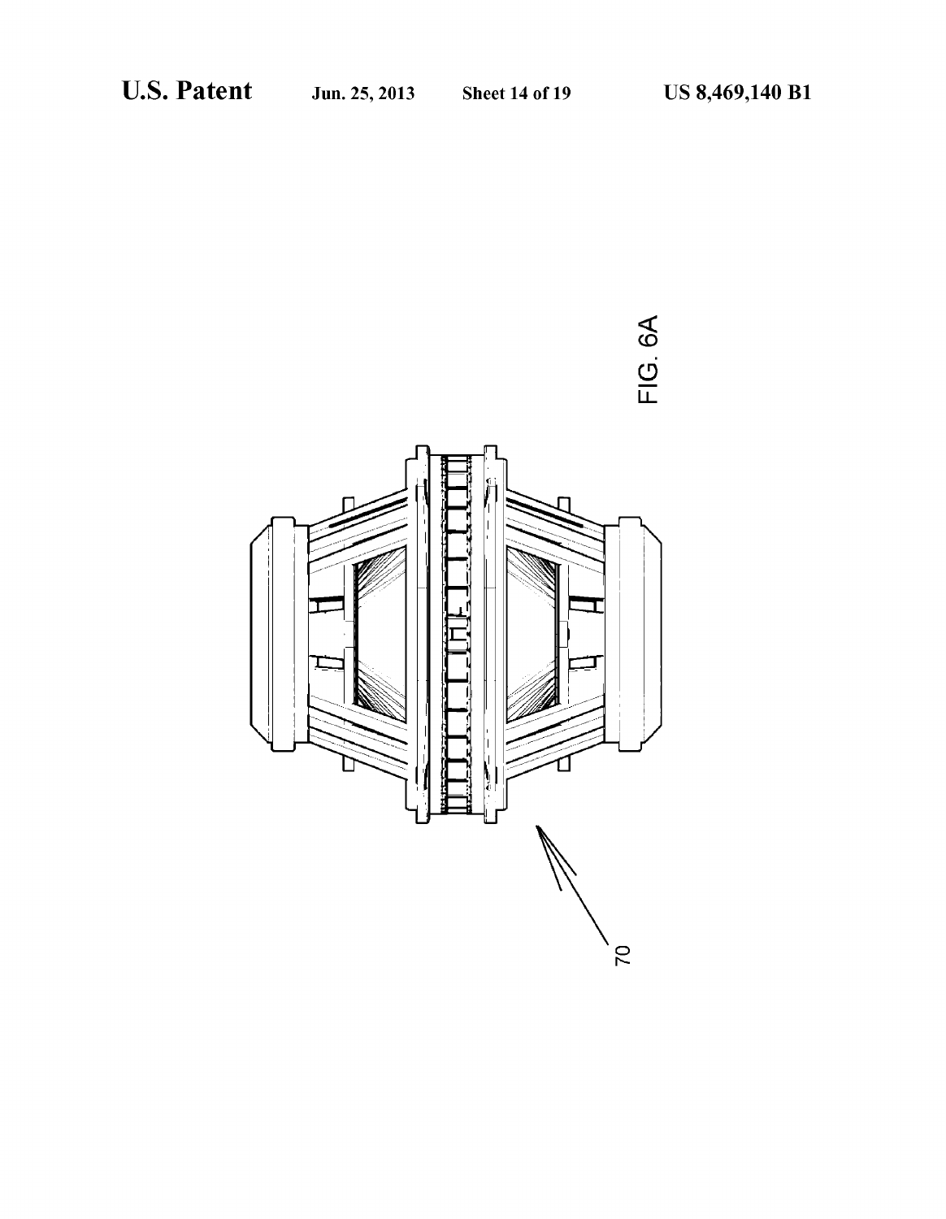FIG. 6A

70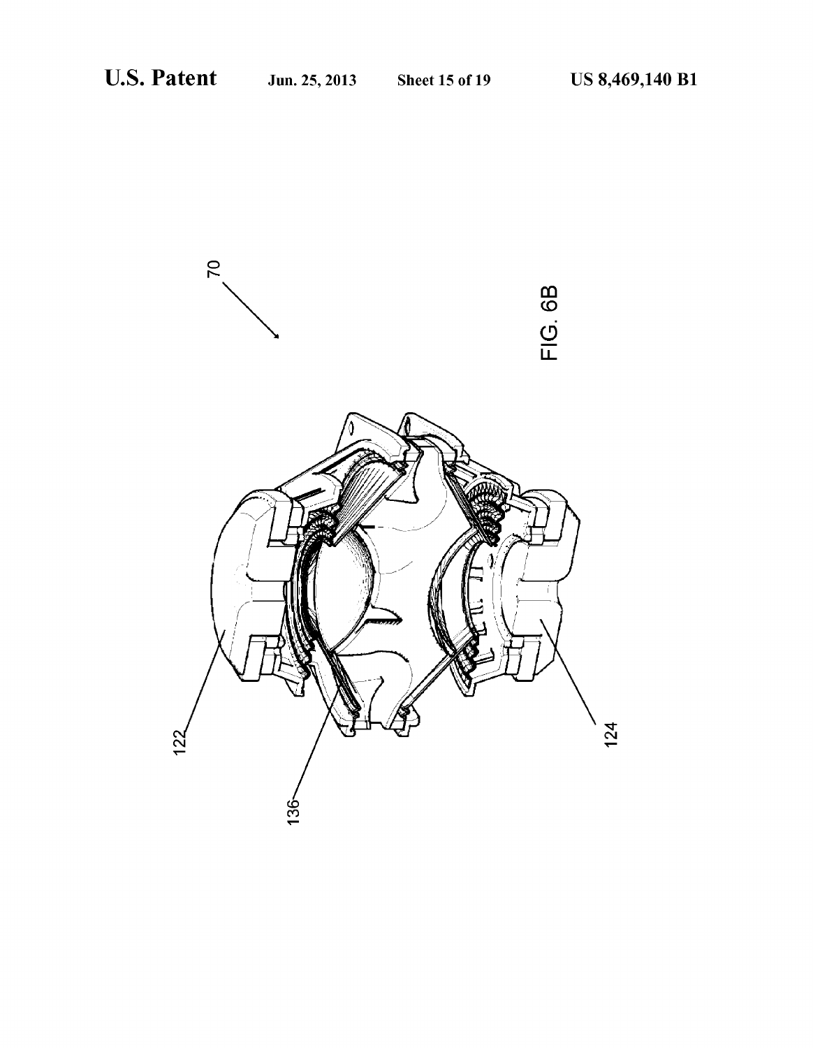FIG. 6B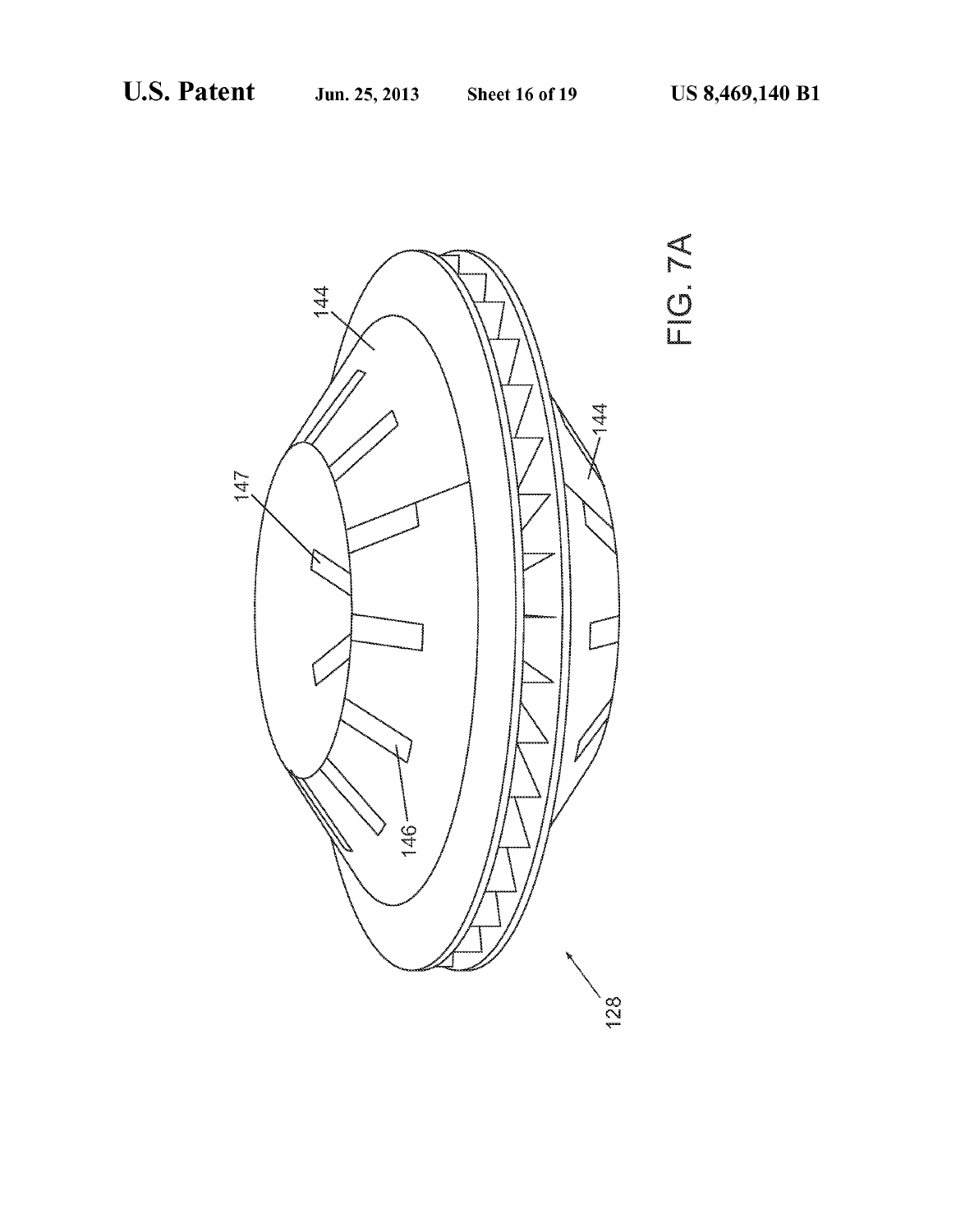FIG. 7A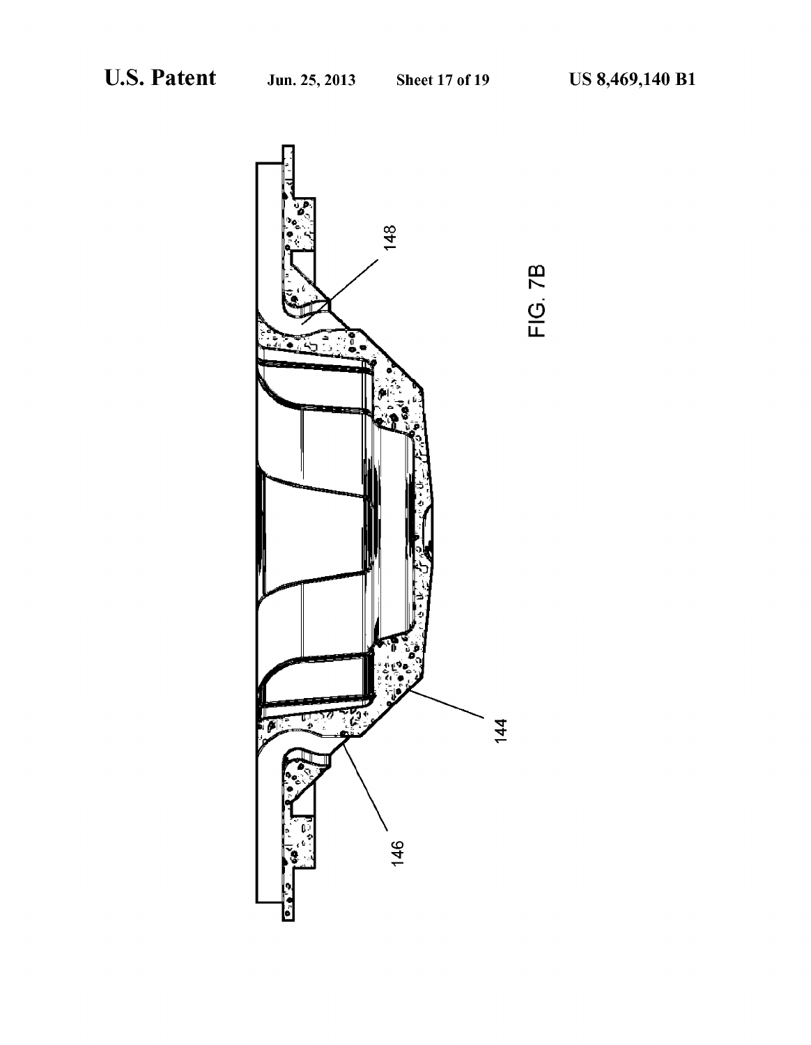148

FIG. 7B

144

146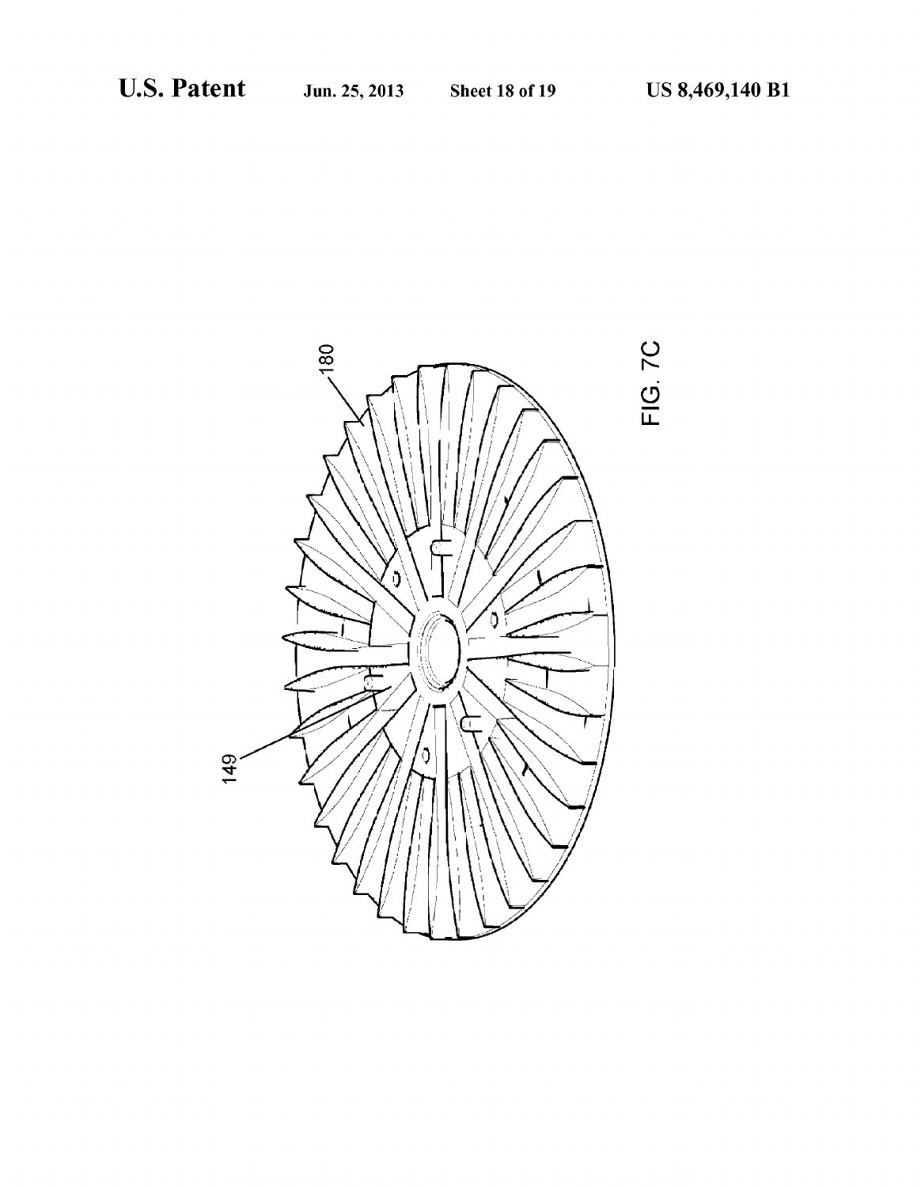FIG. 7C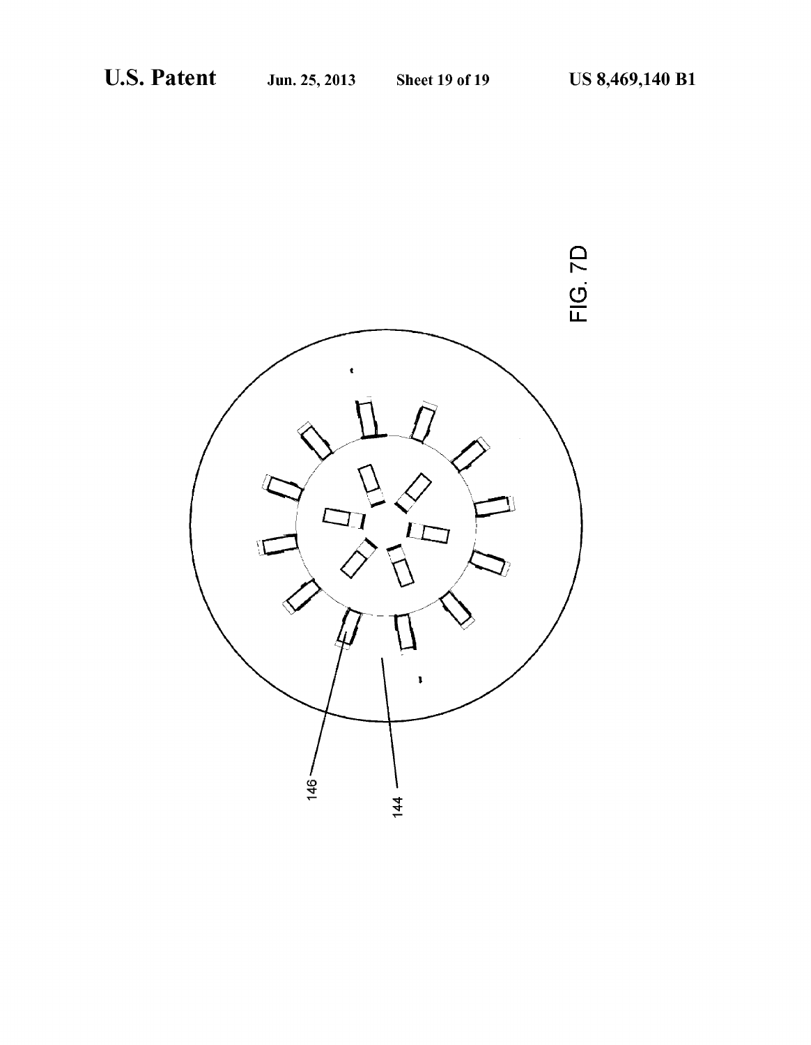FIG. 7D

146

144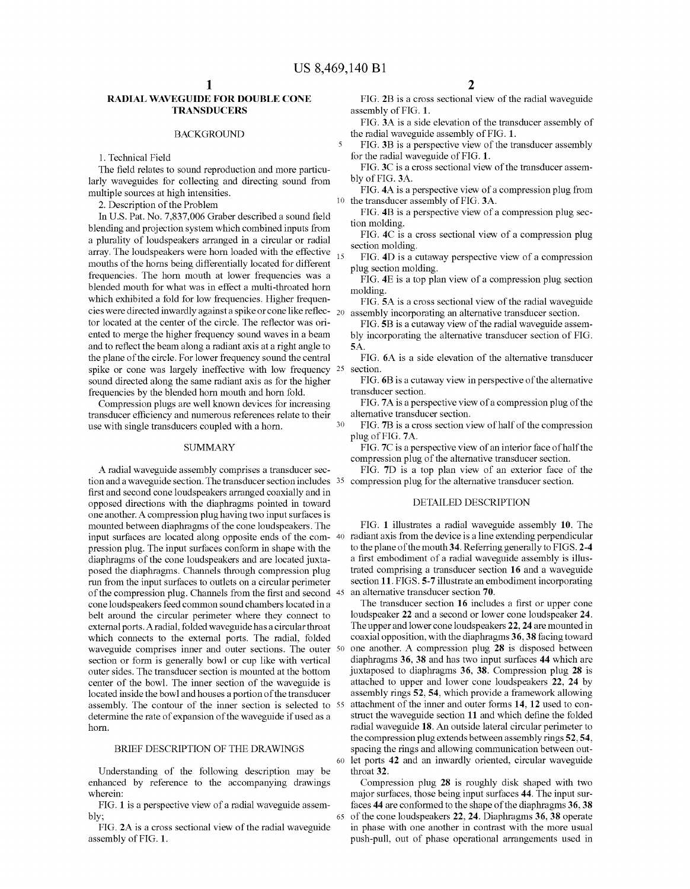## RADIAL WAVEGUIDE FOR DOUBLE CONE TRANSDUCERS

### BACKGROUND

1. Technical Field

The field relates to sound reproduction and more particularly waveguides for collecting and directing sound from multiple sources at high intensities.

2. Description of the Problem

In U.S. Pat. No. 7,837,006 Graber described a sound field blending and projection system which combined inputs from a plurality of loudspeakers arranged in a circular or radial array. The loudspeakers were horn loaded with the effective mouths of the horns being differentially located for different frequencies. The horn mouth at lower frequencies was a blended mouth for what was in effect a multi-throated horn which exhibited a fold for low frequencies. Higher frequencies were directed inwardly against a spike or cone like reflector located at the center of the circle. The reflector was oriented to merge the higher frequency sound waves in a beam and to reflect the beam along a radiant axis at a right angle to the plane of the circle. For lower frequency sound the central spike or cone was largely ineffective with low frequency sound directed along the same radiant axis as for the higher frequencies by the blended horn mouth and horn fold.

Compression plugs are well known devices for increasing transducer efficiency and numerous references relate to their use with single transducers coupled with a horn.

### SUMMARY

A radial waveguide assembly comprises a transducer section and a waveguide section. The transducer section includes first and second cone loudspeakers arranged coaxially and in opposed directions with the diaphragms pointed in toward one another. A compression plug having two input surfaces is mounted between diaphragms of the cone loudspeakers. The input surfaces are located along opposite ends of the compression plug. The input surfaces conform in shape with the diaphragms of the cone loudspeakers and are located juxtaposed the diaphragms. Channels through compression plug run from the input surfaces to outlets on a circular perimeter of the compression plug. Channels from the first and second cone loudspeakers feed common sound chambers located in a belt around the circular perimeter where they connect to external ports. A radial, folded waveguide has a circular throat which connects to the external ports. The radial, folded waveguide comprises inner and outer sections. The outer section or form is generally bowl or cup like with vertical outer sides. The transducer section is mounted at the bottom center of the bowl. The inner section of the waveguide is located inside the bowl and houses a portion of the transducer assembly. The contour of the inner section is selected to determine the rate of expansion of the waveguide if used as a horn.

### BRIEF DESCRIPTION OF THE DRAWINGS

Understanding of the following description may be enhanced by reference to the accompanying drawings wherein:

FIG. 1 is a perspective view of a radial waveguide assembly;

FIG. 2A is a cross sectional view of the radial waveguide assembly of FIG. 1.

FIG. 2B is a cross sectional view of the radial waveguide assembly of FIG. 1.

FIG. 3A is a side elevation of the transducer assembly of the radial waveguide assembly of FIG. 1.

FIG. 3B is a perspective view of the transducer assembly for the radial waveguide of FIG. 1.

FIG. 3C is a cross sectional view of the transducer assembly of FIG. 3A.

FIG. 4A is a perspective view of a compression plug from the transducer assembly of FIG. 3A.

FIG. 4B is a perspective view of a compression plug section molding.

FIG. 4C is a cross sectional view of a compression plug section molding.

FIG. 4D is a cutaway perspective view of a compression plug section molding.

FIG. 4E is a top plan view of a compression plug section molding.

FIG. 5A is a cross sectional view of the radial waveguide assembly incorporating an alternative transducer section.

FIG. 5B is a cutaway view of the radial waveguide assembly incorporating the alternative transducer section of FIG. 5A.

FIG. 6A is a side elevation of the alternative transducer section.

FIG. 6B is a cutaway view in perspective of the alternative transducer section.

FIG. 7A is a perspective view of a compression plug of the alternative transducer section.

FIG. 7B is a cross section view of half of the compression plug of FIG. 7A.

FIG. 7C is a perspective view of an interior face of half the compression plug of the alternative transducer section.

FIG. 7D is a top plan view of an exterior face of the compression plug for the alternative transducer section.

### DETAILED DESCRIPTION

FIG. 1 illustrates a radial waveguide assembly **10**. The radiant axis from the device is a line extending perpendicular to the plane of the mouth **34**. Referring generally to FIGS. 2-4 a first embodiment of a radial waveguide assembly is illustrated comprising a transducer section **16** and a waveguide section **11**. FIGS. 5-7 illustrate an embodiment incorporating an alternative transducer section **70**.

The transducer section **16** includes a first or upper cone loudspeaker **22** and a second or lower cone loudspeaker **24**. The upper and lower cone loudspeakers **22**, **24** are mounted in coaxial opposition, with the diaphragms **36**, **38** facing toward one another. A compression plug **28** is disposed between diaphragms **36**, **38** and has two input surfaces **44** which are juxtaposed to diaphragms **36**, **38**. Compression plug **28** is attached to upper and lower cone loudspeakers **22**, **24** by assembly rings **52**, **54**, which provide a framework allowing attachment of the inner and outer forms **14**, **12** used to construct the waveguide section **11** and which define the folded radial waveguide **18**. An outside lateral circular perimeter to the compression plug extends between assembly rings **52**, **54**, spacing the rings and allowing communication between outlet ports **42** and an inwardly oriented, circular waveguide throat **32**.

Compression plug **28** is roughly disk shaped with two major surfaces, those being input surfaces **44**. The input surfaces **44** are conformed to the shape of the diaphragms **36**, **38** of the cone loudspeakers **22**, **24**. Diaphragms **36**, **38** operate in phase with one another in contrast with the more usual push-pull, out of phase operational arrangements used in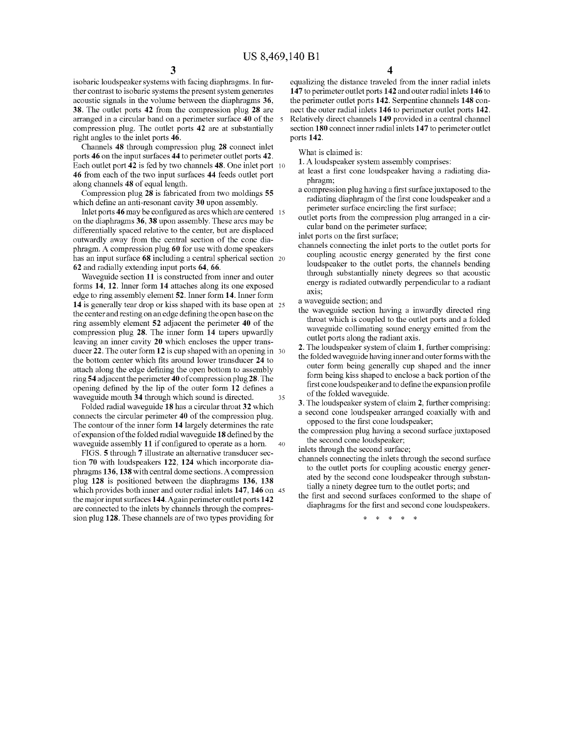isobaric loudspeaker systems with facing diaphragms. In further contrast to isobaric systems the present system generates acoustic signals in the volume between the diaphragms **36**, **38**. The outlet ports **42** from the compression plug **28** are arranged in a circular band on a perimeter surface **40** of the compression plug. The outlet ports **42** are at substantially right angles to the inlet ports **46**.

Channels **48** through compression plug **28** connect inlet ports **46** on the input surfaces **44** to perimeter outlet ports **42**. Each outlet port **42** is fed by two channels **48**. One inlet port **46** from each of the two input surfaces **44** feeds outlet port along channels **48** of equal length.

Compression plug **28** is fabricated from two moldings **55** which define an anti-resonant cavity **30** upon assembly.

Inlet ports **46** may be configured as arcs which are centered on the diaphragms **36**, **38** upon assembly. These arcs may be differentially spaced relative to the center, but are displaced outwardly away from the central section of the cone diaphragm. A compression plug **60** for use with dome speakers has an input surface **68** including a central spherical section **62** and radially extending input ports **64**, **66**.

Waveguide section **11** is constructed from inner and outer forms **14**, **12**. Inner form **14** attaches along its one exposed edge to ring assembly element **52**. Inner form **14**. Inner form **14** is generally tear drop or kiss shaped with its base open at the center and resting on an edge defining the open base on the ring assembly element **52** adjacent the perimeter **40** of the compression plug **28**. The inner form **14** tapers upwardly leaving an inner cavity **20** which encloses the upper transducer **22**. The outer form **12** is cup shaped with an opening in the bottom center which fits around lower transducer **24** to attach along the edge defining the open bottom to assembly ring **54** adjacent the perimeter **40** of compression plug **28**. The opening defined by the lip of the outer form **12** defines a waveguide mouth **34** through which sound is directed.

Folded radial waveguide **18** has a circular throat **32** which connects the circular perimeter **40** of the compression plug. The contour of the inner form **14** largely determines the rate of expansion of the folded radial waveguide **18** defined by the waveguide assembly **11** if configured to operate as a horn.

FIGS. **5** through **7** illustrate an alternative transducer section **70** with loudspeakers **122**, **124** which incorporate diaphragms **136**, **138** with central dome sections. A compression plug **128** is positioned between the diaphragms **136**, **138** which provides both inner and outer radial inlets **147**, **146** on the major input surfaces **144**. Again perimeter outlet ports **142** are connected to the inlets by channels through the compression plug **128**. These channels are of two types providing for equalizing the distance traveled from the inner radial inlets **147** to perimeter outlet ports **142** and outer radial inlets **146** to the perimeter outlet ports **142**. Serpentine channels **148** connect the outer radial inlets **146** to perimeter outlet ports **142**. Relatively direct channels **149** provided in a central channel section **180** connect inner radial inlets **147** to perimeter outlet ports **142**.

What is claimed is:

**1**. A loudspeaker system assembly comprises:

at least a first cone loudspeaker having a radiating diaphragm;

a compression plug having a first surface juxtaposed to the radiating diaphragm of the first cone loudspeaker and a perimeter surface encircling the first surface;

outlet ports from the compression plug arranged in a circular band on the perimeter surface;

inlet ports on the first surface;

channels connecting the inlet ports to the outlet ports for coupling acoustic energy generated by the first cone loudspeaker to the outlet ports, the channels bending through substantially ninety degrees so that acoustic energy is radiated outwardly perpendicular to a radiant axis;

a waveguide section; and

the waveguide section having a inwardly directed ring throat which is coupled to the outlet ports and a folded waveguide collimating sound energy emitted from the outlet ports along the radiant axis.

**2**. The loudspeaker system of claim **1**, further comprising:

the folded waveguide having inner and outer forms with the outer form being generally cup shaped and the inner form being kiss shaped to enclose a back portion of the first cone loudspeaker and to define the expansion profile of the folded waveguide.

**3**. The loudspeaker system of claim **2**, further comprising:

a second cone loudspeaker arranged coaxially with and opposed to the first cone loudspeaker;

the compression plug having a second surface juxtaposed the second cone loudspeaker;

inlets through the second surface;

channels connecting the inlets through the second surface to the outlet ports for coupling acoustic energy generated by the second cone loudspeaker through substantially a ninety degree turn to the outlet ports; and

the first and second surfaces conformed to the shape of diaphragms for the first and second cone loudspeakers.

* * * * *